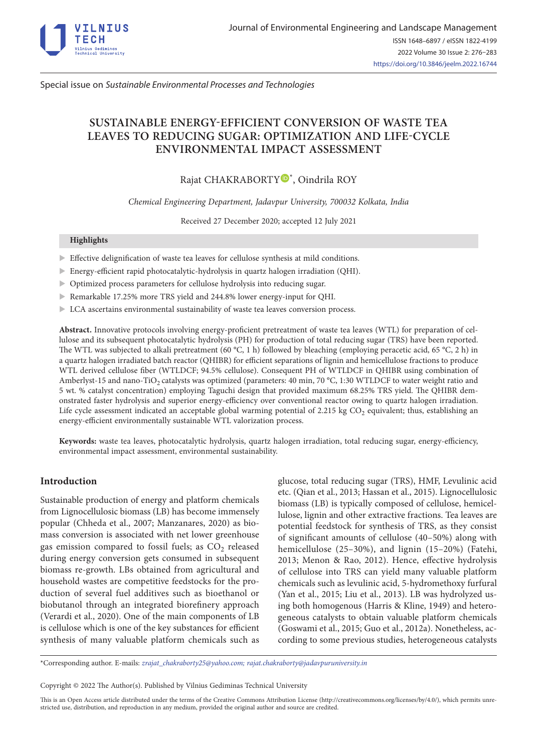Special issue on *Sustainable Environmental Processes and Technologies*

# SUSTAINABLE ENERGY-EFFICIENT CONVERSION OF WASTE TEA LEAVES TO REDUCING SUGAR: OPTIMIZATION AND LIFE-CYCLE ENVIRONMENTAL IMPACT ASSESSMENT

Rajat CHAKRABORTY*, Oindrila ROY

*Chemical Engineering Department, Jadavpur University, 700032 Kolkata, India*

Received 27 December 2020; accepted 12 July 2021

**Highlights**

- Effective delignification of waste tea leaves for cellulose synthesis at mild conditions.
- Energy-efficient rapid photocatalytic-hydrolysis in quartz halogen irradiation (QHI).
- Optimized process parameters for cellulose hydrolysis into reducing sugar.
- Remarkable 17.25% more TRS yield and 244.8% lower energy-input for QHI.
- LCA ascertains environmental sustainability of waste tea leaves conversion process.

**Abstract.** Innovative protocols involving energy-proficient pretreatment of waste tea leaves (WTL) for preparation of cellulose and its subsequent photocatalytic hydrolysis (PH) for production of total reducing sugar (TRS) have been reported. The WTL was subjected to alkali pretreatment (60 °C, 1 h) followed by bleaching (employing peracetic acid, 65 °C, 2 h) in a quartz halogen irradiated batch reactor (QHIBR) for efficient separations of lignin and hemicellulose fractions to produce WTL derived cellulose fiber (WTLDCF; 94.5% cellulose). Consequent PH of WTLDCF in QHIBR using combination of Amberlyst-15 and nano-$TiO_2$ catalysts was optimized (parameters: 40 min, 70 °C, 1:30 WTLDCF to water weight ratio and 5 wt. % catalyst concentration) employing Taguchi design that provided maximum 68.25% TRS yield. The QHIBR demonstrated faster hydrolysis and superior energy-efficiency over conventional reactor owing to quartz halogen irradiation. Life cycle assessment indicated an acceptable global warming potential of 2.215 kg $CO_2$ equivalent; thus, establishing an energy-efficient environmentally sustainable WTL valorization process.

**Keywords:** waste tea leaves, photocatalytic hydrolysis, quartz halogen irradiation, total reducing sugar, energy-efficiency, environmental impact assessment, environmental sustainability.

## Introduction

Sustainable production of energy and platform chemicals from Lignocellulosic biomass (LB) has become immensely popular (Chheda et al., 2007; Manzanares, 2020) as biomass conversion is associated with net lower greenhouse gas emission compared to fossil fuels; as $CO_2$ released during energy conversion gets consumed in subsequent biomass re-growth. LBs obtained from agricultural and household wastes are competitive feedstocks for the production of several fuel additives such as bioethanol or biobutanol through an integrated biorefinery approach (Verardi et al., 2020). One of the main components of LB is cellulose which is one of the key substances for efficient synthesis of many valuable platform chemicals such as glucose, total reducing sugar (TRS), HMF, Levulinic acid etc. (Qian et al., 2013; Hassan et al., 2015). Lignocellulosic biomass (LB) is typically composed of cellulose, hemicellulose, lignin and other extractive fractions. Tea leaves are potential feedstock for synthesis of TRS, as they consist of significant amounts of cellulose (40–50%) along with hemicellulose (25–30%), and lignin (15–20%) (Fatehi, 2013; Menon & Rao, 2012). Hence, effective hydrolysis of cellulose into TRS can yield many valuable platform chemicals such as levulinic acid, 5-hydromethoxy furfural (Yan et al., 2015; Liu et al., 2013). LB was hydrolyzed using both homogenous (Harris & Kline, 1949) and heterogeneous catalysts to obtain valuable platform chemicals (Goswami et al., 2015; Guo et al., 2012a). Nonetheless, according to some previous studies, heterogeneous catalysts

*Corresponding author. E-mails: *zrajat_chakraborty25@yahoo.com; rajat.chakraborty@jadavpuruniversity.in*

Copyright © 2022 The Author(s). Published by Vilnius Gediminas Technical University

This is an Open Access article distributed under the terms of the Creative Commons Attribution License (http://creativecommons.org/licenses/by/4.0/), which permits unrestricted use, distribution, and reproduction in any medium, provided the original author and source are credited.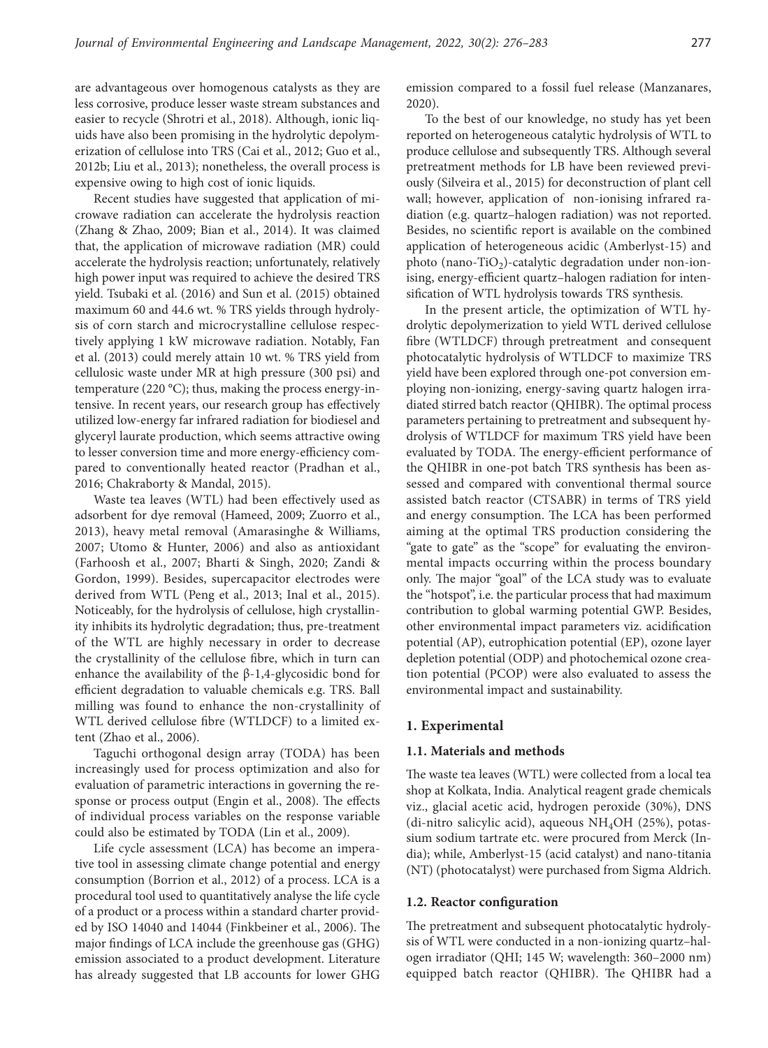are advantageous over homogenous catalysts as they are less corrosive, produce lesser waste stream substances and easier to recycle (Shrotri et al., 2018). Although, ionic liquids have also been promising in the hydrolytic depolymerization of cellulose into TRS (Cai et al., 2012; Guo et al., 2012b; Liu et al., 2013); nonetheless, the overall process is expensive owing to high cost of ionic liquids.

Recent studies have suggested that application of microwave radiation can accelerate the hydrolysis reaction (Zhang & Zhao, 2009; Bian et al., 2014). It was claimed that, the application of microwave radiation (MR) could accelerate the hydrolysis reaction; unfortunately, relatively high power input was required to achieve the desired TRS yield. Tsubaki et al. (2016) and Sun et al. (2015) obtained maximum 60 and 44.6 wt. % TRS yields through hydrolysis of corn starch and microcrystalline cellulose respectively applying 1 kW microwave radiation. Notably, Fan et al. (2013) could merely attain 10 wt. % TRS yield from cellulosic waste under MR at high pressure (300 psi) and temperature (220 °C); thus, making the process energy-intensive. In recent years, our research group has effectively utilized low-energy far infrared radiation for biodiesel and glyceryl laurate production, which seems attractive owing to lesser conversion time and more energy-efficiency compared to conventionally heated reactor (Pradhan et al., 2016; Chakraborty & Mandal, 2015).

Waste tea leaves (WTL) had been effectively used as adsorbent for dye removal (Hameed, 2009; Zuorro et al., 2013), heavy metal removal (Amarasinghe & Williams, 2007; Utomo & Hunter, 2006) and also as antioxidant (Farhoosh et al., 2007; Bharti & Singh, 2020; Zandi & Gordon, 1999). Besides, supercapacitor electrodes were derived from WTL (Peng et al., 2013; Inal et al., 2015). Noticeably, for the hydrolysis of cellulose, high crystallinity inhibits its hydrolytic degradation; thus, pre-treatment of the WTL are highly necessary in order to decrease the crystallinity of the cellulose fibre, which in turn can enhance the availability of the β-1,4-glycosidic bond for efficient degradation to valuable chemicals e.g. TRS. Ball milling was found to enhance the non-crystallinity of WTL derived cellulose fibre (WTLDCF) to a limited extent (Zhao et al., 2006).

Taguchi orthogonal design array (TODA) has been increasingly used for process optimization and also for evaluation of parametric interactions in governing the response or process output (Engin et al., 2008). The effects of individual process variables on the response variable could also be estimated by TODA (Lin et al., 2009).

Life cycle assessment (LCA) has become an imperative tool in assessing climate change potential and energy consumption (Borrion et al., 2012) of a process. LCA is a procedural tool used to quantitatively analyse the life cycle of a product or a process within a standard charter provided by ISO 14040 and 14044 (Finkbeiner et al., 2006). The major findings of LCA include the greenhouse gas (GHG) emission associated to a product development. Literature has already suggested that LB accounts for lower GHG emission compared to a fossil fuel release (Manzanares, 2020).

To the best of our knowledge, no study has yet been reported on heterogeneous catalytic hydrolysis of WTL to produce cellulose and subsequently TRS. Although several pretreatment methods for LB have been reviewed previously (Silveira et al., 2015) for deconstruction of plant cell wall; however, application of non-ionising infrared radiation (e.g. quartz–halogen radiation) was not reported. Besides, no scientific report is available on the combined application of heterogeneous acidic (Amberlyst-15) and photo (nano-$TiO_2$)-catalytic degradation under non-ionising, energy-efficient quartz–halogen radiation for intensification of WTL hydrolysis towards TRS synthesis.

In the present article, the optimization of WTL hydrolytic depolymerization to yield WTL derived cellulose fibre (WTLDCF) through pretreatment and consequent photocatalytic hydrolysis of WTLDCF to maximize TRS yield have been explored through one-pot conversion employing non-ionizing, energy-saving quartz halogen irradiated stirred batch reactor (QHIBR). The optimal process parameters pertaining to pretreatment and subsequent hydrolysis of WTLDCF for maximum TRS yield have been evaluated by TODA. The energy-efficient performance of the QHIBR in one-pot batch TRS synthesis has been assessed and compared with conventional thermal source assisted batch reactor (CTSABR) in terms of TRS yield and energy consumption. The LCA has been performed aiming at the optimal TRS production considering the "gate to gate" as the "scope" for evaluating the environmental impacts occurring within the process boundary only. The major "goal" of the LCA study was to evaluate the "hotspot", i.e. the particular process that had maximum contribution to global warming potential GWP. Besides, other environmental impact parameters viz. acidification potential (AP), eutrophication potential (EP), ozone layer depletion potential (ODP) and photochemical ozone creation potential (PCOP) were also evaluated to assess the environmental impact and sustainability.

## 1. Experimental

### 1.1. Materials and methods

The waste tea leaves (WTL) were collected from a local tea shop at Kolkata, India. Analytical reagent grade chemicals viz., glacial acetic acid, hydrogen peroxide (30%), DNS (di-nitro salicylic acid), aqueous $NH_4OH$ (25%), potassium sodium tartrate etc. were procured from Merck (India); while, Amberlyst-15 (acid catalyst) and nano-titania (NT) (photocatalyst) were purchased from Sigma Aldrich.

### 1.2. Reactor configuration

The pretreatment and subsequent photocatalytic hydrolysis of WTL were conducted in a non-ionizing quartz–halogen irradiator (QHI; 145 W; wavelength: 360–2000 nm) equipped batch reactor (QHIBR). The QHIBR had a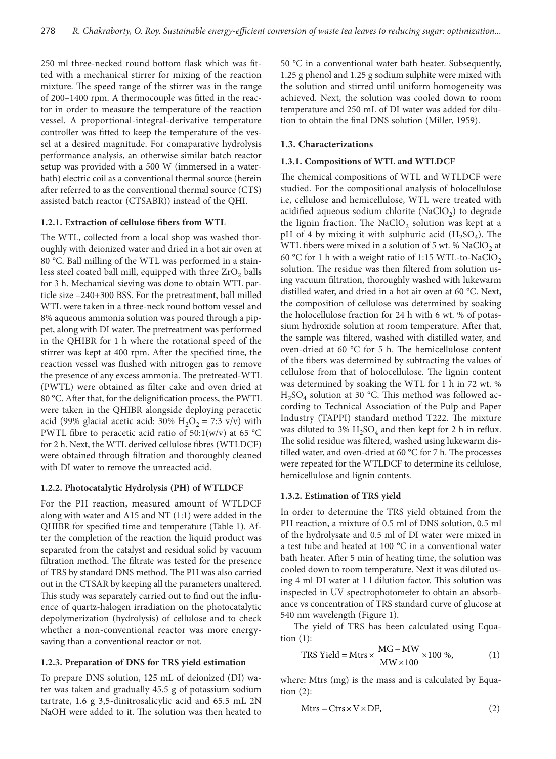250 ml three-necked round bottom flask which was fitted with a mechanical stirrer for mixing of the reaction mixture. The speed range of the stirrer was in the range of 200–1400 rpm. A thermocouple was fitted in the reactor in order to measure the temperature of the reaction vessel. A proportional-integral-derivative temperature controller was fitted to keep the temperature of the vessel at a desired magnitude. For comaparative hydrolysis performance analysis, an otherwise similar batch reactor setup was provided with a 500 W (immersed in a waterbath) electric coil as a conventional thermal source (herein after referred to as the conventional thermal source (CTS) assisted batch reactor (CTSABR)) instead of the QHI.

#### 1.2.1. Extraction of cellulose fibers from WTL

The WTL, collected from a local shop was washed thoroughly with deionized water and dried in a hot air oven at 80 °C. Ball milling of the WTL was performed in a stainless steel coated ball mill, equipped with three $ZrO_2$ balls for 3 h. Mechanical sieving was done to obtain WTL particle size −240+300 BSS. For the pretreatment, ball milled WTL were taken in a three-neck round bottom vessel and 8% aqueous ammonia solution was poured through a pippet, along with DI water. The pretreatment was performed in the QHIBR for 1 h where the rotational speed of the stirrer was kept at 400 rpm. After the specified time, the reaction vessel was flushed with nitrogen gas to remove the presence of any excess ammonia. The pretreated-WTL (PWTL) were obtained as filter cake and oven dried at 80 °C. After that, for the delignification process, the PWTL were taken in the QHIBR alongside deploying peracetic acid (99% glacial acetic acid: 30% $H_2O_2$ = 7:3 v/v) with PWTL fibre to peracetic acid ratio of 50:1(w/v) at 65 °C for 2 h. Next, the WTL derived cellulose fibres (WTLDCF) were obtained through filtration and thoroughly cleaned with DI water to remove the unreacted acid.

#### 1.2.2. Photocatalytic Hydrolysis (PH) of WTLDCF

For the PH reaction, measured amount of WTLDCF along with water and A15 and NT (1:1) were added in the QHIBR for specified time and temperature (Table 1). After the completion of the reaction the liquid product was separated from the catalyst and residual solid by vacuum filtration method. The filtrate was tested for the presence of TRS by standard DNS method. The PH was also carried out in the CTSAR by keeping all the parameters unaltered. This study was separately carried out to find out the influence of quartz-halogen irradiation on the photocatalytic depolymerization (hydrolysis) of cellulose and to check whether a non-conventional reactor was more energy-saving than a conventional reactor or not.

#### 1.2.3. Preparation of DNS for TRS yield estimation

To prepare DNS solution, 125 mL of deionized (DI) water was taken and gradually 45.5 g of potassium sodium tartrate, 1.6 g 3,5-dinitrosalicylic acid and 65.5 mL 2N NaOH were added to it. The solution was then heated to 50 °C in a conventional water bath heater. Subsequently, 1.25 g phenol and 1.25 g sodium sulphite were mixed with the solution and stirred until uniform homogeneity was achieved. Next, the solution was cooled down to room temperature and 250 mL of DI water was added for dilution to obtain the final DNS solution (Miller, 1959).

### 1.3. Characterizations

#### 1.3.1. Compositions of WTL and WTLDCF

The chemical compositions of WTL and WTLDCF were studied. For the compositional analysis of holocellulose i.e, cellulose and hemicellulose, WTL were treated with acidified aqueous sodium chlorite ($NaClO_2$) to degrade the lignin fraction. The $NaClO_2$ solution was kept at a pH of 4 by mixing it with sulphuric acid ($H_2SO_4$). The WTL fibers were mixed in a solution of 5 wt. % $NaClO_2$ at 60 °C for 1 h with a weight ratio of 1:15 WTL-to-$NaClO_2$ solution. The residue was then filtered from solution using vacuum filtration, thoroughly washed with lukewarm distilled water, and dried in a hot air oven at 60 °C. Next, the composition of cellulose was determined by soaking the holocellulose fraction for 24 h with 6 wt. % of potassium hydroxide solution at room temperature. After that, the sample was filtered, washed with distilled water, and oven-dried at 60 °C for 5 h. The hemicellulose content of the fibers was determined by subtracting the values of cellulose from that of holocellulose. The lignin content was determined by soaking the WTL for 1 h in 72 wt. % $H_2SO_4$ solution at 30 °C. This method was followed according to Technical Association of the Pulp and Paper Industry (TAPPI) standard method T222. The mixture was diluted to 3% $H_2SO_4$ and then kept for 2 h in reflux. The solid residue was filtered, washed using lukewarm distilled water, and oven-dried at 60 °C for 7 h. The processes were repeated for the WTLDCF to determine its cellulose, hemicellulose and lignin contents.

#### 1.3.2. Estimation of TRS yield

In order to determine the TRS yield obtained from the PH reaction, a mixture of 0.5 ml of DNS solution, 0.5 ml of the hydrolysate and 0.5 ml of DI water were mixed in a test tube and heated at 100 °C in a conventional water bath heater. After 5 min of heating time, the solution was cooled down to room temperature. Next it was diluted using 4 ml DI water at 1 l dilution factor. This solution was inspected in UV spectrophotometer to obtain an absorbance vs concentration of TRS standard curve of glucose at 540 nm wavelength (Figure 1).

The yield of TRS has been calculated using Equation (1):

$$\text{TRS Yield} = \text{Mtrs} \times \frac{\text{MG} - \text{MW}}{\text{MW} \times 100} \times 100\ \%, \tag{1}$$

where: Mtrs (mg) is the mass and is calculated by Equation (2):

$$\text{Mtrs} = \text{Ctrs} \times \text{V} \times \text{DF}, \tag{2}$$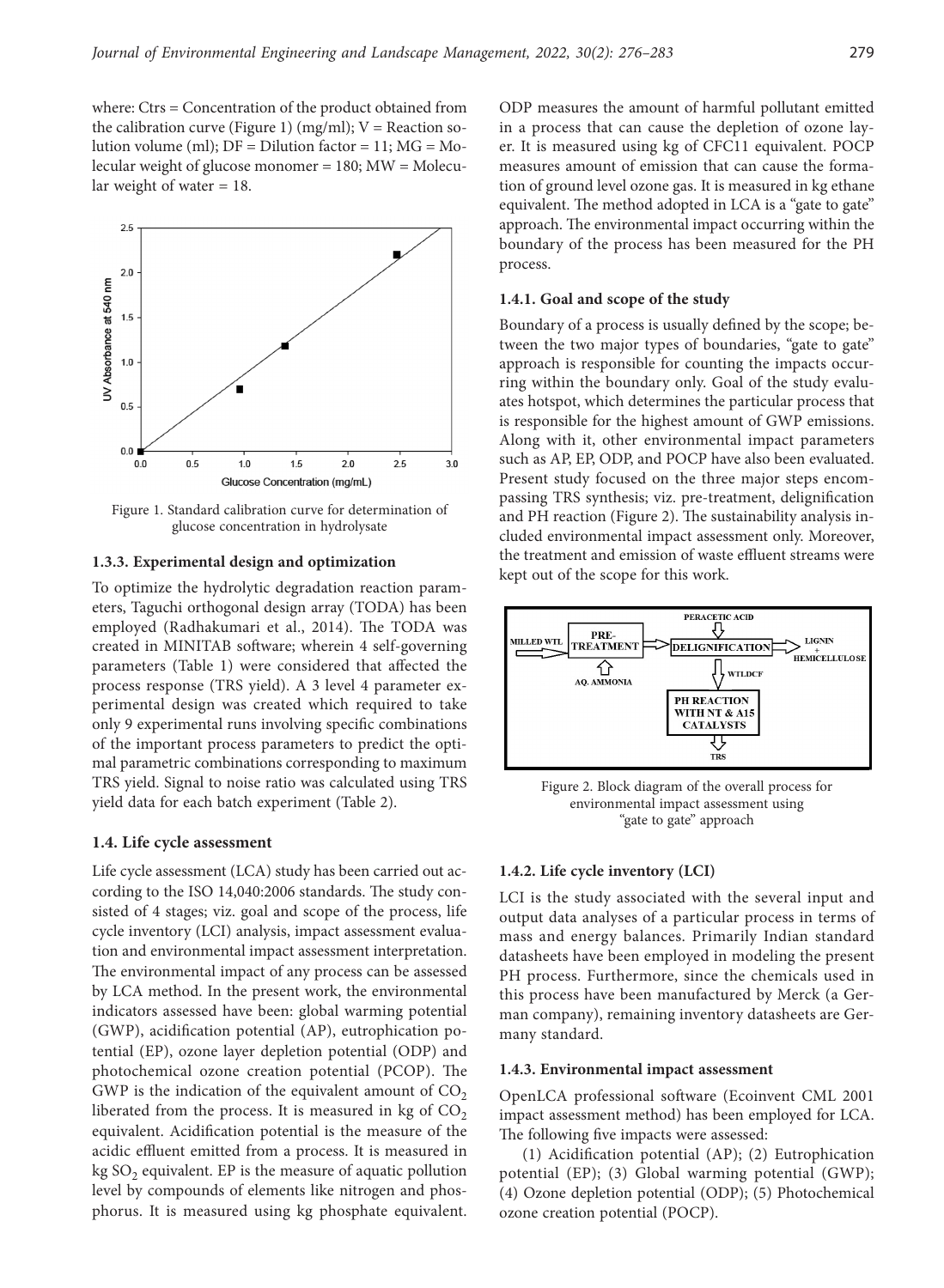where: Ctrs = Concentration of the product obtained from the calibration curve (Figure 1) (mg/ml); V = Reaction solution volume (ml); DF = Dilution factor = 11; MG = Molecular weight of glucose monomer = 180; MW = Molecular weight of water = 18.

Figure 1. Standard calibration curve for determination of glucose concentration in hydrolysate

### 1.3.3. Experimental design and optimization

To optimize the hydrolytic degradation reaction parameters, Taguchi orthogonal design array (TODA) has been employed (Radhakumari et al., 2014). The TODA was created in MINITAB software; wherein 4 self-governing parameters (Table 1) were considered that affected the process response (TRS yield). A 3 level 4 parameter experimental design was created which required to take only 9 experimental runs involving specific combinations of the important process parameters to predict the optimal parametric combinations corresponding to maximum TRS yield. Signal to noise ratio was calculated using TRS yield data for each batch experiment (Table 2).

### 1.4. Life cycle assessment

Life cycle assessment (LCA) study has been carried out according to the ISO 14,040:2006 standards. The study consisted of 4 stages; viz. goal and scope of the process, life cycle inventory (LCI) analysis, impact assessment evaluation and environmental impact assessment interpretation. The environmental impact of any process can be assessed by LCA method. In the present work, the environmental indicators assessed have been: global warming potential (GWP), acidification potential (AP), eutrophication potential (EP), ozone layer depletion potential (ODP) and photochemical ozone creation potential (PCOP). The GWP is the indication of the equivalent amount of $CO_2$ liberated from the process. It is measured in kg of $CO_2$ equivalent. Acidification potential is the measure of the acidic effluent emitted from a process. It is measured in kg $SO_2$ equivalent. EP is the measure of aquatic pollution level by compounds of elements like nitrogen and phosphorus. It is measured using kg phosphate equivalent. ODP measures the amount of harmful pollutant emitted in a process that can cause the depletion of ozone layer. It is measured using kg of CFC11 equivalent. POCP measures amount of emission that can cause the formation of ground level ozone gas. It is measured in kg ethane equivalent. The method adopted in LCA is a "gate to gate" approach. The environmental impact occurring within the boundary of the process has been measured for the PH process.

#### 1.4.1. Goal and scope of the study

Boundary of a process is usually defined by the scope; between the two major types of boundaries, "gate to gate" approach is responsible for counting the impacts occurring within the boundary only. Goal of the study evaluates hotspot, which determines the particular process that is responsible for the highest amount of GWP emissions. Along with it, other environmental impact parameters such as AP, EP, ODP, and POCP have also been evaluated. Present study focused on the three major steps encompassing TRS synthesis; viz. pre-treatment, delignification and PH reaction (Figure 2). The sustainability analysis included environmental impact assessment only. Moreover, the treatment and emission of waste effluent streams were kept out of the scope for this work.

Figure 2. Block diagram of the overall process for environmental impact assessment using "gate to gate" approach

#### 1.4.2. Life cycle inventory (LCI)

LCI is the study associated with the several input and output data analyses of a particular process in terms of mass and energy balances. Primarily Indian standard datasheets have been employed in modeling the present PH process. Furthermore, since the chemicals used in this process have been manufactured by Merck (a German company), remaining inventory datasheets are Germany standard.

#### 1.4.3. Environmental impact assessment

OpenLCA professional software (Ecoinvent CML 2001 impact assessment method) has been employed for LCA. The following five impacts were assessed:

(1) Acidification potential (AP); (2) Eutrophication potential (EP); (3) Global warming potential (GWP); (4) Ozone depletion potential (ODP); (5) Photochemical ozone creation potential (POCP).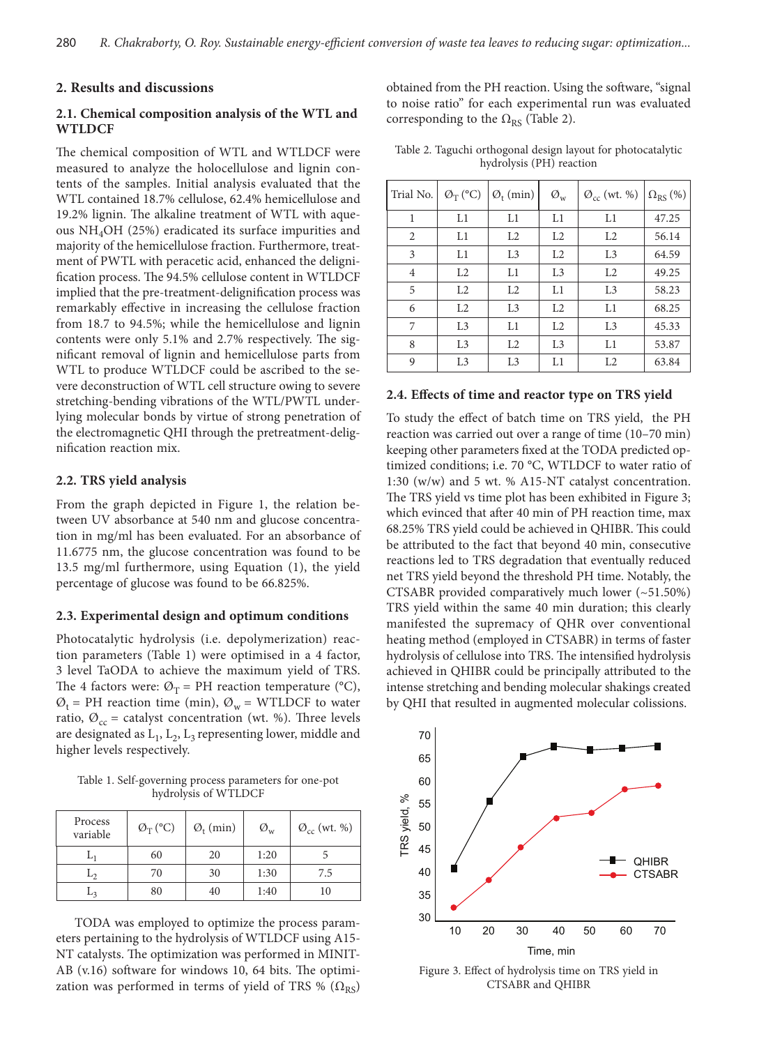## 2. Results and discussions

### 2.1. Chemical composition analysis of the WTL and WTLDCF

The chemical composition of WTL and WTLDCF were measured to analyze the holocellulose and lignin contents of the samples. Initial analysis evaluated that the WTL contained 18.7% cellulose, 62.4% hemicellulose and 19.2% lignin. The alkaline treatment of WTL with aqueous $NH_4OH$ (25%) eradicated its surface impurities and majority of the hemicellulose fraction. Furthermore, treatment of PWTL with peracetic acid, enhanced the delignification process. The 94.5% cellulose content in WTLDCF implied that the pre-treatment-delignification process was remarkably effective in increasing the cellulose fraction from 18.7 to 94.5%; while the hemicellulose and lignin contents were only 5.1% and 2.7% respectively. The significant removal of lignin and hemicellulose parts from WTL to produce WTLDCF could be ascribed to the severe deconstruction of WTL cell structure owing to severe stretching-bending vibrations of the WTL/PWTL underlying molecular bonds by virtue of strong penetration of the electromagnetic QHI through the pretreatment-delignification reaction mix.

### 2.2. TRS yield analysis

From the graph depicted in Figure 1, the relation between UV absorbance at 540 nm and glucose concentration in mg/ml has been evaluated. For an absorbance of 11.6775 nm, the glucose concentration was found to be 13.5 mg/ml furthermore, using Equation (1), the yield percentage of glucose was found to be 66.825%.

### 2.3. Experimental design and optimum conditions

Photocatalytic hydrolysis (i.e. depolymerization) reaction parameters (Table 1) were optimised in a 4 factor, 3 level TaODA to achieve the maximum yield of TRS. The 4 factors were: $Ø_T$ = PH reaction temperature (°C), $Ø_t$ = PH reaction time (min), $Ø_w$ = WTLDCF to water ratio, $Ø_{cc}$ = catalyst concentration (wt. %). Three levels are designated as $L_1$, $L_2$, $L_3$ representing lower, middle and higher levels respectively.

Table 1. Self-governing process parameters for one-pot hydrolysis of WTLDCF

| Process variable | $Ø_T$ (°C) | $Ø_t$ (min) | $Ø_w$ | $Ø_{cc}$ (wt. %) |
|---|---|---|---|---|
| $L_1$ | 60 | 20 | 1:20 | 5 |
| $L_2$ | 70 | 30 | 1:30 | 7.5 |
| $L_3$ | 80 | 40 | 1:40 | 10 |

TODA was employed to optimize the process parameters pertaining to the hydrolysis of WTLDCF using A15-NT catalysts. The optimization was performed in MINITAB (v.16) software for windows 10, 64 bits. The optimization was performed in terms of yield of TRS % ($\Omega_{RS}$) obtained from the PH reaction. Using the software, "signal to noise ratio" for each experimental run was evaluated corresponding to the $\Omega_{RS}$ (Table 2).

Table 2. Taguchi orthogonal design layout for photocatalytic hydrolysis (PH) reaction

| Trial No. | $Ø_T$ (°C) | $Ø_t$ (min) | $Ø_w$ | $Ø_{cc}$ (wt. %) | $\Omega_{RS}$ (%) |
|---|---|---|---|---|---|
| 1 | L1 | L1 | L1 | L1 | 47.25 |
| 2 | L1 | L2 | L2 | L2 | 56.14 |
| 3 | L1 | L3 | L2 | L3 | 64.59 |
| 4 | L2 | L1 | L3 | L2 | 49.25 |
| 5 | L2 | L2 | L1 | L3 | 58.23 |
| 6 | L2 | L3 | L2 | L1 | 68.25 |
| 7 | L3 | L1 | L2 | L3 | 45.33 |
| 8 | L3 | L2 | L3 | L1 | 53.87 |
| 9 | L3 | L3 | L1 | L2 | 63.84 |

### 2.4. Effects of time and reactor type on TRS yield

To study the effect of batch time on TRS yield, the PH reaction was carried out over a range of time (10–70 min) keeping other parameters fixed at the TODA predicted optimized conditions; i.e. 70 °C, WTLDCF to water ratio of 1:30 (w/w) and 5 wt. % A15-NT catalyst concentration. The TRS yield vs time plot has been exhibited in Figure 3; which evinced that after 40 min of PH reaction time, max 68.25% TRS yield could be achieved in QHIBR. This could be attributed to the fact that beyond 40 min, consecutive reactions led to TRS degradation that eventually reduced net TRS yield beyond the threshold PH time. Notably, the CTSABR provided comparatively much lower (~51.50%) TRS yield within the same 40 min duration; this clearly manifested the supremacy of QHR over conventional heating method (employed in CTSABR) in terms of faster hydrolysis of cellulose into TRS. The intensified hydrolysis achieved in QHIBR could be principally attributed to the intense stretching and bending molecular shakings created by QHI that resulted in augmented molecular colissions.

Figure 3. Effect of hydrolysis time on TRS yield in CTSABR and QHIBR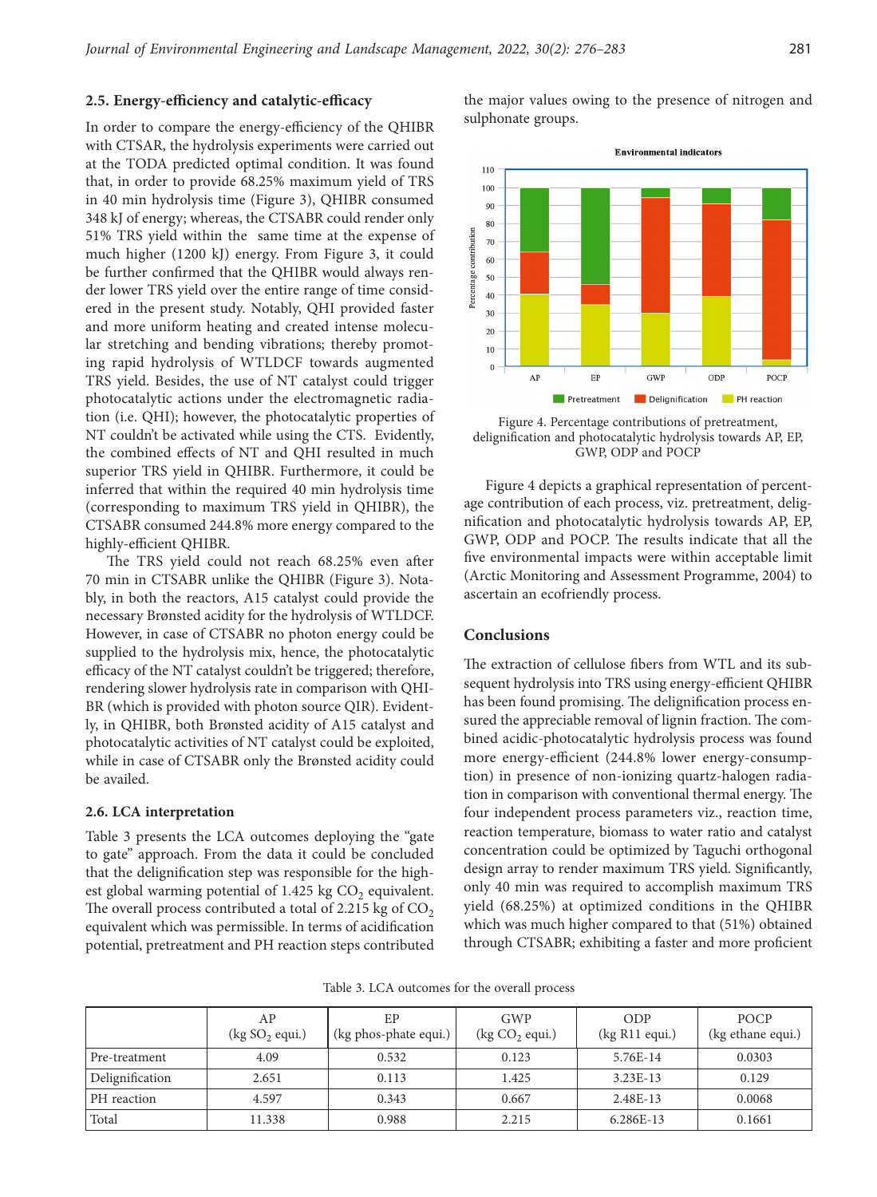### 2.5. Energy-efficiency and catalytic-efficacy

In order to compare the energy-efficiency of the QHIBR with CTSAR, the hydrolysis experiments were carried out at the TODA predicted optimal condition. It was found that, in order to provide 68.25% maximum yield of TRS in 40 min hydrolysis time (Figure 3), QHIBR consumed 348 kJ of energy; whereas, the CTSABR could render only 51% TRS yield within the same time at the expense of much higher (1200 kJ) energy. From Figure 3, it could be further confirmed that the QHIBR would always render lower TRS yield over the entire range of time considered in the present study. Notably, QHI provided faster and more uniform heating and created intense molecular stretching and bending vibrations; thereby promoting rapid hydrolysis of WTLDCF towards augmented TRS yield. Besides, the use of NT catalyst could trigger photocatalytic actions under the electromagnetic radiation (i.e. QHI); however, the photocatalytic properties of NT couldn't be activated while using the CTS. Evidently, the combined effects of NT and QHI resulted in much superior TRS yield in QHIBR. Furthermore, it could be inferred that within the required 40 min hydrolysis time (corresponding to maximum TRS yield in QHIBR), the CTSABR consumed 244.8% more energy compared to the highly-efficient QHIBR.

The TRS yield could not reach 68.25% even after 70 min in CTSABR unlike the QHIBR (Figure 3). Notably, in both the reactors, A15 catalyst could provide the necessary Brønsted acidity for the hydrolysis of WTLDCF. However, in case of CTSABR no photon energy could be supplied to the hydrolysis mix, hence, the photocatalytic efficacy of the NT catalyst couldn't be triggered; therefore, rendering slower hydrolysis rate in comparison with QHIBR (which is provided with photon source QIR). Evidently, in QHIBR, both Brønsted acidity of A15 catalyst and photocatalytic activities of NT catalyst could be exploited, while in case of CTSABR only the Brønsted acidity could be availed.

### 2.6. LCA interpretation

Table 3 presents the LCA outcomes deploying the "gate to gate" approach. From the data it could be concluded that the delignification step was responsible for the highest global warming potential of 1.425 kg $CO_2$ equivalent. The overall process contributed a total of 2.215 kg of $CO_2$ equivalent which was permissible. In terms of acidification potential, pretreatment and PH reaction steps contributed the major values owing to the presence of nitrogen and sulphonate groups.

Figure 4. Percentage contributions of pretreatment, delignification and photocatalytic hydrolysis towards AP, EP, GWP, ODP and POCP

Figure 4 depicts a graphical representation of percentage contribution of each process, viz. pretreatment, delignification and photocatalytic hydrolysis towards AP, EP, GWP, ODP and POCP. The results indicate that all the five environmental impacts were within acceptable limit (Arctic Monitoring and Assessment Programme, 2004) to ascertain an ecofriendly process.

## Conclusions

The extraction of cellulose fibers from WTL and its subsequent hydrolysis into TRS using energy-efficient QHIBR has been found promising. The delignification process ensured the appreciable removal of lignin fraction. The combined acidic-photocatalytic hydrolysis process was found more energy-efficient (244.8% lower energy-consumption) in presence of non-ionizing quartz-halogen radiation in comparison with conventional thermal energy. The four independent process parameters viz., reaction time, reaction temperature, biomass to water ratio and catalyst concentration could be optimized by Taguchi orthogonal design array to render maximum TRS yield. Significantly, only 40 min was required to accomplish maximum TRS yield (68.25%) at optimized conditions in the QHIBR which was much higher compared to that (51%) obtained through CTSABR; exhibiting a faster and more proficient

Table 3. LCA outcomes for the overall process

| | AP (kg $SO_2$ equi.) | EP (kg phos-phate equi.) | GWP (kg $CO_2$ equi.) | ODP (kg R11 equi.) | POCP (kg ethane equi.) |
|---|---|---|---|---|---|
| Pre-treatment | 4.09 | 0.532 | 0.123 | 5.76E-14 | 0.0303 |
| Delignification | 2.651 | 0.113 | 1.425 | 3.23E-13 | 0.129 |
| PH reaction | 4.597 | 0.343 | 0.667 | 2.48E-13 | 0.0068 |
| Total | 11.338 | 0.988 | 2.215 | 6.286E-13 | 0.1661 |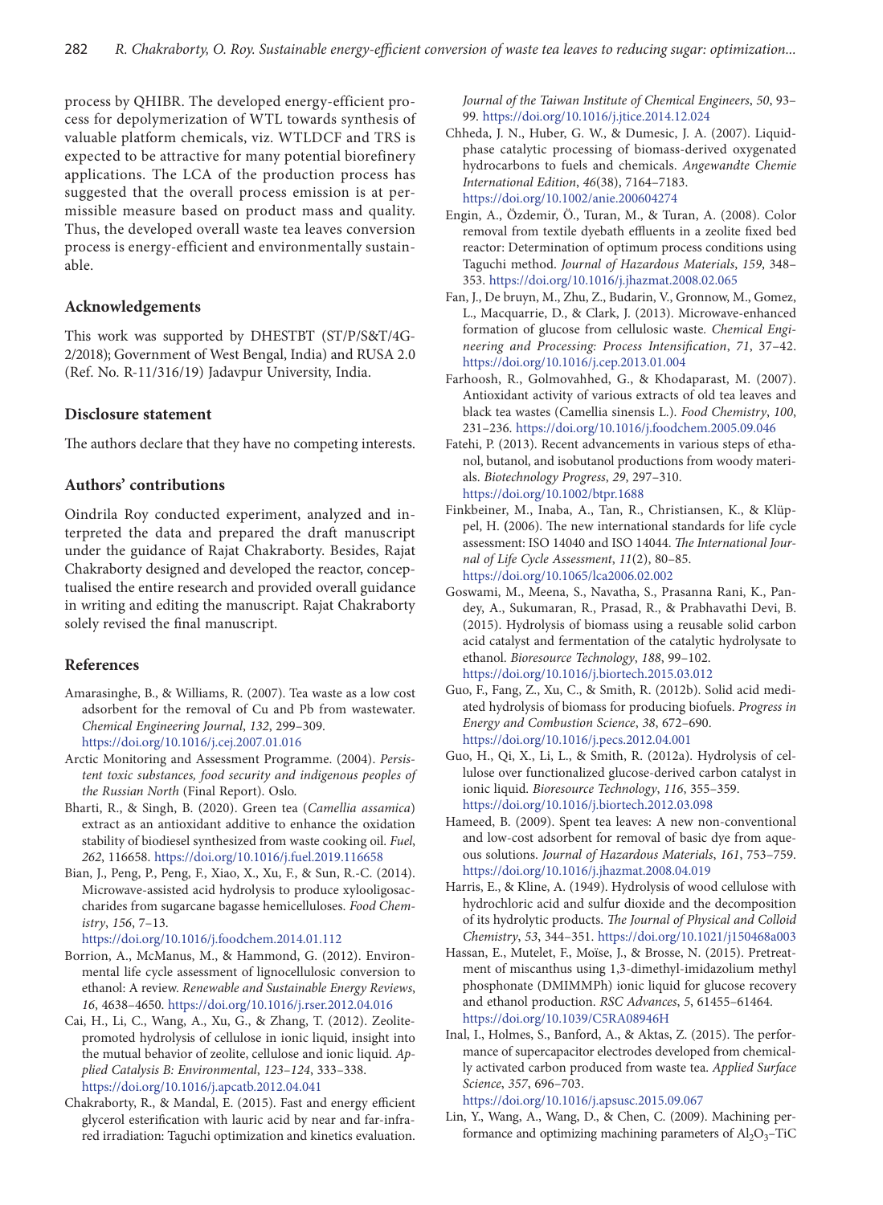process by QHIBR. The developed energy-efficient process for depolymerization of WTL towards synthesis of valuable platform chemicals, viz. WTLDCF and TRS is expected to be attractive for many potential biorefinery applications. The LCA of the production process has suggested that the overall process emission is at permissible measure based on product mass and quality. Thus, the developed overall waste tea leaves conversion process is energy-efficient and environmentally sustainable.

## Acknowledgements

This work was supported by DHESTBT (ST/P/S&T/4G-2/2018); Government of West Bengal, India) and RUSA 2.0 (Ref. No. R-11/316/19) Jadavpur University, India.

## Disclosure statement

The authors declare that they have no competing interests.

## Authors' contributions

Oindrila Roy conducted experiment, analyzed and interpreted the data and prepared the draft manuscript under the guidance of Rajat Chakraborty. Besides, Rajat Chakraborty designed and developed the reactor, conceptualised the entire research and provided overall guidance in writing and editing the manuscript. Rajat Chakraborty solely revised the final manuscript.

## References

Amarasinghe, B., & Williams, R. (2007). Tea waste as a low cost adsorbent for the removal of Cu and Pb from wastewater. *Chemical Engineering Journal*, *132*, 299–309. https://doi.org/10.1016/j.cej.2007.01.016

Arctic Monitoring and Assessment Programme. (2004). *Persistent toxic substances, food security and indigenous peoples of the Russian North* (Final Report). Oslo.

Bharti, R., & Singh, B. (2020). Green tea (*Camellia assamica*) extract as an antioxidant additive to enhance the oxidation stability of biodiesel synthesized from waste cooking oil. *Fuel*, *262*, 116658. https://doi.org/10.1016/j.fuel.2019.116658

Bian, J., Peng, P., Peng, F., Xiao, X., Xu, F., & Sun, R.-C. (2014). Microwave-assisted acid hydrolysis to produce xylooligosaccharides from sugarcane bagasse hemicelluloses. *Food Chemistry*, *156*, 7–13. https://doi.org/10.1016/j.foodchem.2014.01.112

Borrion, A., McManus, M., & Hammond, G. (2012). Environmental life cycle assessment of lignocellulosic conversion to ethanol: A review. *Renewable and Sustainable Energy Reviews*, *16*, 4638–4650. https://doi.org/10.1016/j.rser.2012.04.016

Cai, H., Li, C., Wang, A., Xu, G., & Zhang, T. (2012). Zeolite-promoted hydrolysis of cellulose in ionic liquid, insight into the mutual behavior of zeolite, cellulose and ionic liquid. *Applied Catalysis B: Environmental*, *123–124*, 333–338. https://doi.org/10.1016/j.apcatb.2012.04.041

Chakraborty, R., & Mandal, E. (2015). Fast and energy efficient glycerol esterification with lauric acid by near and far-infrared irradiation: Taguchi optimization and kinetics evaluation. *Journal of the Taiwan Institute of Chemical Engineers*, *50*, 93–99. https://doi.org/10.1016/j.jtice.2014.12.024

Chheda, J. N., Huber, G. W., & Dumesic, J. A. (2007). Liquid-phase catalytic processing of biomass-derived oxygenated hydrocarbons to fuels and chemicals. *Angewandte Chemie International Edition*, *46*(38), 7164–7183. https://doi.org/10.1002/anie.200604274

Engin, A., Özdemir, Ö., Turan, M., & Turan, A. (2008). Color removal from textile dyebath effluents in a zeolite fixed bed reactor: Determination of optimum process conditions using Taguchi method. *Journal of Hazardous Materials*, *159*, 348–353. https://doi.org/10.1016/j.jhazmat.2008.02.065

Fan, J., De bruyn, M., Zhu, Z., Budarin, V., Gronnow, M., Gomez, L., Macquarrie, D., & Clark, J. (2013). Microwave-enhanced formation of glucose from cellulosic waste. *Chemical Engineering and Processing: Process Intensification*, *71*, 37–42. https://doi.org/10.1016/j.cep.2013.01.004

Farhoosh, R., Golmovahhed, G., & Khodaparast, M. (2007). Antioxidant activity of various extracts of old tea leaves and black tea wastes (Camellia sinensis L.). *Food Chemistry*, *100*, 231–236. https://doi.org/10.1016/j.foodchem.2005.09.046

Fatehi, P. (2013). Recent advancements in various steps of ethanol, butanol, and isobutanol productions from woody materials. *Biotechnology Progress*, *29*, 297–310. https://doi.org/10.1002/btpr.1688

Finkbeiner, M., Inaba, A., Tan, R., Christiansen, K., & Klüppel, H. (2006). The new international standards for life cycle assessment: ISO 14040 and ISO 14044. *The International Journal of Life Cycle Assessment*, *11*(2), 80–85. https://doi.org/10.1065/lca2006.02.002

Goswami, M., Meena, S., Navatha, S., Prasanna Rani, K., Pandey, A., Sukumaran, R., Prasad, R., & Prabhavathi Devi, B. (2015). Hydrolysis of biomass using a reusable solid carbon acid catalyst and fermentation of the catalytic hydrolysate to ethanol. *Bioresource Technology*, *188*, 99–102. https://doi.org/10.1016/j.biortech.2015.03.012

Guo, F., Fang, Z., Xu, C., & Smith, R. (2012b). Solid acid mediated hydrolysis of biomass for producing biofuels. *Progress in Energy and Combustion Science*, *38*, 672–690. https://doi.org/10.1016/j.pecs.2012.04.001

Guo, H., Qi, X., Li, L., & Smith, R. (2012a). Hydrolysis of cellulose over functionalized glucose-derived carbon catalyst in ionic liquid. *Bioresource Technology*, *116*, 355–359. https://doi.org/10.1016/j.biortech.2012.03.098

Hameed, B. (2009). Spent tea leaves: A new non-conventional and low-cost adsorbent for removal of basic dye from aqueous solutions. *Journal of Hazardous Materials*, *161*, 753–759. https://doi.org/10.1016/j.jhazmat.2008.04.019

Harris, E., & Kline, A. (1949). Hydrolysis of wood cellulose with hydrochloric acid and sulfur dioxide and the decomposition of its hydrolytic products. *The Journal of Physical and Colloid Chemistry*, *53*, 344–351. https://doi.org/10.1021/j150468a003

Hassan, E., Mutelet, F., Moïse, J., & Brosse, N. (2015). Pretreatment of miscanthus using 1,3-dimethyl-imidazolium methyl phosphonate (DMIMMPh) ionic liquid for glucose recovery and ethanol production. *RSC Advances*, *5*, 61455–61464. https://doi.org/10.1039/C5RA08946H

Inal, I., Holmes, S., Banford, A., & Aktas, Z. (2015). The performance of supercapacitor electrodes developed from chemically activated carbon produced from waste tea. *Applied Surface Science*, *357*, 696–703. https://doi.org/10.1016/j.apsusc.2015.09.067

Lin, Y., Wang, A., Wang, D., & Chen, C. (2009). Machining performance and optimizing machining parameters of $Al_2O_3$–TiC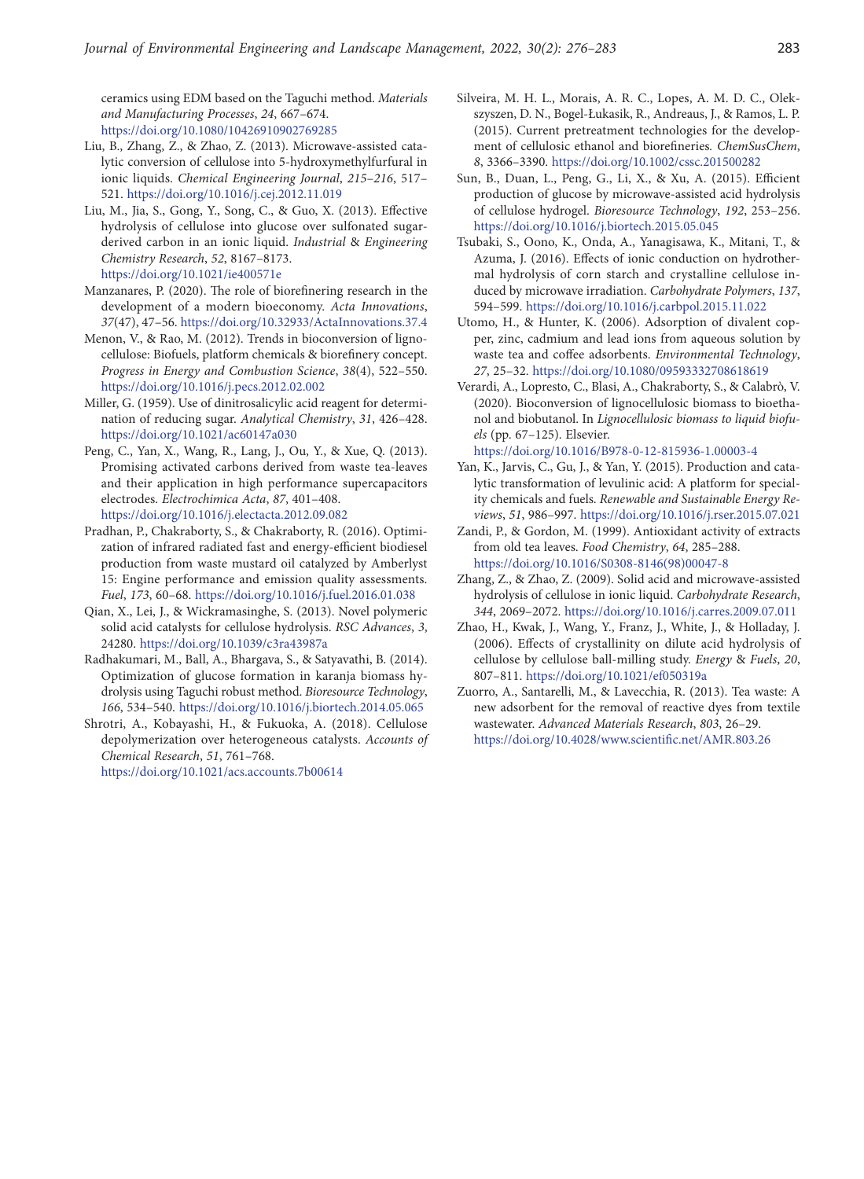ceramics using EDM based on the Taguchi method. *Materials and Manufacturing Processes*, *24*, 667–674. https://doi.org/10.1080/10426910902769285

Liu, B., Zhang, Z., & Zhao, Z. (2013). Microwave-assisted catalytic conversion of cellulose into 5-hydroxymethylfurfural in ionic liquids. *Chemical Engineering Journal*, *215–216*, 517–521. https://doi.org/10.1016/j.cej.2012.11.019

Liu, M., Jia, S., Gong, Y., Song, C., & Guo, X. (2013). Effective hydrolysis of cellulose into glucose over sulfonated sugar-derived carbon in an ionic liquid. *Industrial & Engineering Chemistry Research*, *52*, 8167–8173. https://doi.org/10.1021/ie400571e

Manzanares, P. (2020). The role of biorefinering research in the development of a modern bioeconomy. *Acta Innovations*, *37*(47), 47–56. https://doi.org/10.32933/ActaInnovations.37.4

Menon, V., & Rao, M. (2012). Trends in bioconversion of lignocellulose: Biofuels, platform chemicals & biorefinery concept. *Progress in Energy and Combustion Science*, *38*(4), 522–550. https://doi.org/10.1016/j.pecs.2012.02.002

Miller, G. (1959). Use of dinitrosalicylic acid reagent for determination of reducing sugar. *Analytical Chemistry*, *31*, 426–428. https://doi.org/10.1021/ac60147a030

Peng, C., Yan, X., Wang, R., Lang, J., Ou, Y., & Xue, Q. (2013). Promising activated carbons derived from waste tea-leaves and their application in high performance supercapacitors electrodes. *Electrochimica Acta*, *87*, 401–408. https://doi.org/10.1016/j.electacta.2012.09.082

Pradhan, P., Chakraborty, S., & Chakraborty, R. (2016). Optimization of infrared radiated fast and energy-efficient biodiesel production from waste mustard oil catalyzed by Amberlyst 15: Engine performance and emission quality assessments. *Fuel*, *173*, 60–68. https://doi.org/10.1016/j.fuel.2016.01.038

Qian, X., Lei, J., & Wickramasinghe, S. (2013). Novel polymeric solid acid catalysts for cellulose hydrolysis. *RSC Advances*, *3*, 24280. https://doi.org/10.1039/c3ra43987a

Radhakumari, M., Ball, A., Bhargava, S., & Satyavathi, B. (2014). Optimization of glucose formation in karanja biomass hydrolysis using Taguchi robust method. *Bioresource Technology*, *166*, 534–540. https://doi.org/10.1016/j.biortech.2014.05.065

Shrotri, A., Kobayashi, H., & Fukuoka, A. (2018). Cellulose depolymerization over heterogeneous catalysts. *Accounts of Chemical Research*, *51*, 761–768. https://doi.org/10.1021/acs.accounts.7b00614

Silveira, M. H. L., Morais, A. R. C., Lopes, A. M. D. C., Olekszyszen, D. N., Bogel-Łukasik, R., Andreaus, J., & Ramos, L. P. (2015). Current pretreatment technologies for the development of cellulosic ethanol and biorefineries. *ChemSusChem*, *8*, 3366–3390. https://doi.org/10.1002/cssc.201500282

Sun, B., Duan, L., Peng, G., Li, X., & Xu, A. (2015). Efficient production of glucose by microwave-assisted acid hydrolysis of cellulose hydrogel. *Bioresource Technology*, *192*, 253–256. https://doi.org/10.1016/j.biortech.2015.05.045

Tsubaki, S., Oono, K., Onda, A., Yanagisawa, K., Mitani, T., & Azuma, J. (2016). Effects of ionic conduction on hydrothermal hydrolysis of corn starch and crystalline cellulose induced by microwave irradiation. *Carbohydrate Polymers*, *137*, 594–599. https://doi.org/10.1016/j.carbpol.2015.11.022

Utomo, H., & Hunter, K. (2006). Adsorption of divalent copper, zinc, cadmium and lead ions from aqueous solution by waste tea and coffee adsorbents. *Environmental Technology*, *27*, 25–32. https://doi.org/10.1080/09593332708618619

Verardi, A., Lopresto, C., Blasi, A., Chakraborty, S., & Calabrò, V. (2020). Bioconversion of lignocellulosic biomass to bioethanol and biobutanol. In *Lignocellulosic biomass to liquid biofuels* (pp. 67–125). Elsevier. https://doi.org/10.1016/B978-0-12-815936-1.00003-4

Yan, K., Jarvis, C., Gu, J., & Yan, Y. (2015). Production and catalytic transformation of levulinic acid: A platform for speciality chemicals and fuels. *Renewable and Sustainable Energy Reviews*, *51*, 986–997. https://doi.org/10.1016/j.rser.2015.07.021

Zandi, P., & Gordon, M. (1999). Antioxidant activity of extracts from old tea leaves. *Food Chemistry*, *64*, 285–288. https://doi.org/10.1016/S0308-8146(98)00047-8

Zhang, Z., & Zhao, Z. (2009). Solid acid and microwave-assisted hydrolysis of cellulose in ionic liquid. *Carbohydrate Research*, *344*, 2069–2072. https://doi.org/10.1016/j.carres.2009.07.011

Zhao, H., Kwak, J., Wang, Y., Franz, J., White, J., & Holladay, J. (2006). Effects of crystallinity on dilute acid hydrolysis of cellulose by cellulose ball-milling study. *Energy & Fuels*, *20*, 807–811. https://doi.org/10.1021/ef050319a

Zuorro, A., Santarelli, M., & Lavecchia, R. (2013). Tea waste: A new adsorbent for the removal of reactive dyes from textile wastewater. *Advanced Materials Research*, *803*, 26–29. https://doi.org/10.4028/www.scientific.net/AMR.803.26